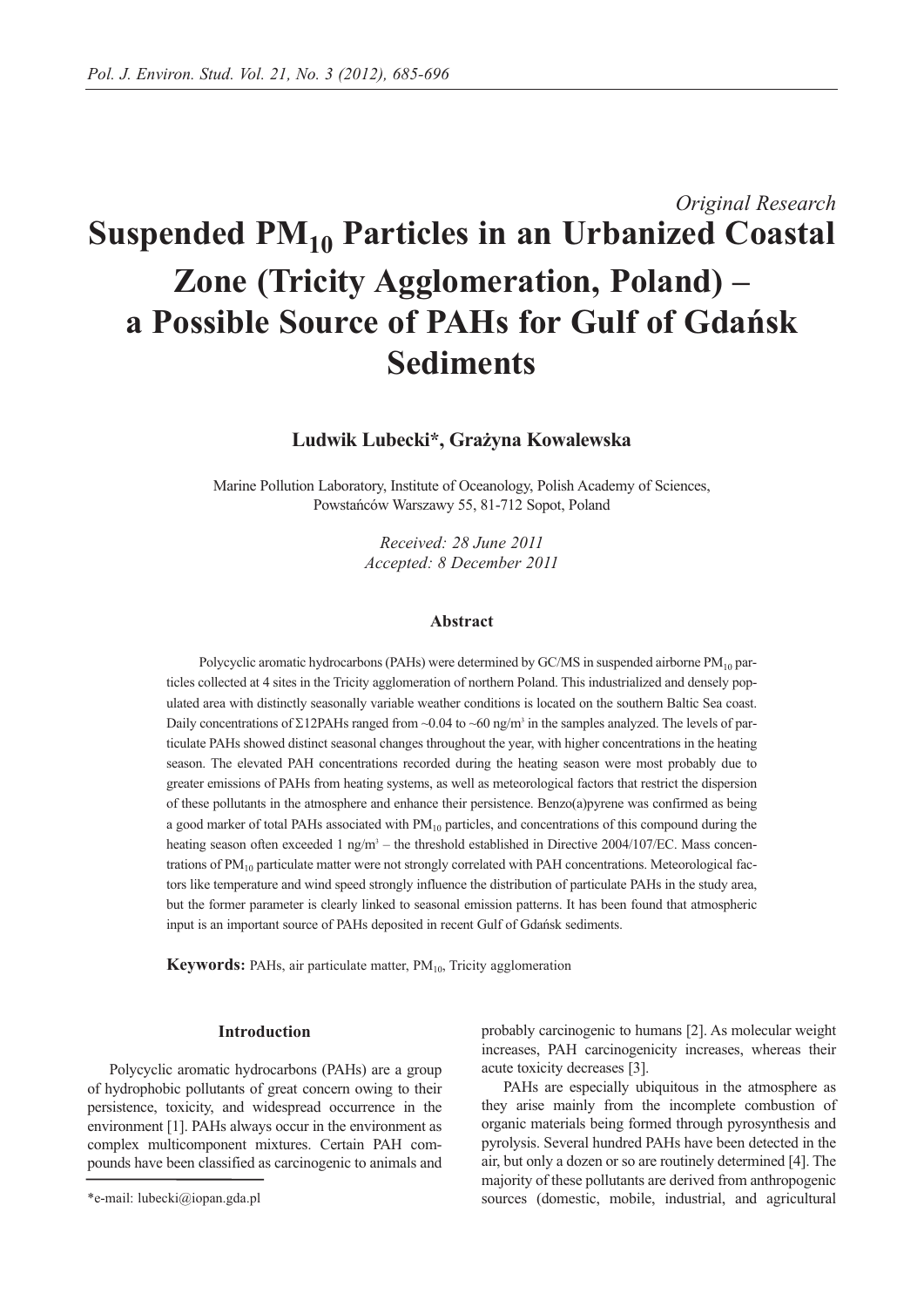*Original Research*

# Suspended $PM_{10}$ Particles in an Urbanized Coastal Zone (Tricity Agglomeration, Poland) – a Possible Source of PAHs for Gulf of Gdańsk Sediments

**Ludwik Lubecki\*, Grażyna Kowalewska**

Marine Pollution Laboratory, Institute of Oceanology, Polish Academy of Sciences, Powstańców Warszawy 55, 81-712 Sopot, Poland

*Received: 28 June 2011*
*Accepted: 8 December 2011*

### Abstract

Polycyclic aromatic hydrocarbons (PAHs) were determined by GC/MS in suspended airborne $PM_{10}$ particles collected at 4 sites in the Tricity agglomeration of northern Poland. This industrialized and densely populated area with distinctly seasonally variable weather conditions is located on the southern Baltic Sea coast. Daily concentrations of Σ12PAHs ranged from ~0.04 to ~60 ng/m³ in the samples analyzed. The levels of particulate PAHs showed distinct seasonal changes throughout the year, with higher concentrations in the heating season. The elevated PAH concentrations recorded during the heating season were most probably due to greater emissions of PAHs from heating systems, as well as meteorological factors that restrict the dispersion of these pollutants in the atmosphere and enhance their persistence. Benzo(a)pyrene was confirmed as being a good marker of total PAHs associated with $PM_{10}$ particles, and concentrations of this compound during the heating season often exceeded 1 ng/m³ – the threshold established in Directive 2004/107/EC. Mass concentrations of $PM_{10}$ particulate matter were not strongly correlated with PAH concentrations. Meteorological factors like temperature and wind speed strongly influence the distribution of particulate PAHs in the study area, but the former parameter is clearly linked to seasonal emission patterns. It has been found that atmospheric input is an important source of PAHs deposited in recent Gulf of Gdańsk sediments.

**Keywords:** PAHs, air particulate matter, $PM_{10}$, Tricity agglomeration

## Introduction

Polycyclic aromatic hydrocarbons (PAHs) are a group of hydrophobic pollutants of great concern owing to their persistence, toxicity, and widespread occurrence in the environment [1]. PAHs always occur in the environment as complex multicomponent mixtures. Certain PAH compounds have been classified as carcinogenic to animals and probably carcinogenic to humans [2]. As molecular weight increases, PAH carcinogenicity increases, whereas their acute toxicity decreases [3].

PAHs are especially ubiquitous in the atmosphere as they arise mainly from the incomplete combustion of organic materials being formed through pyrosynthesis and pyrolysis. Several hundred PAHs have been detected in the air, but only a dozen or so are routinely determined [4]. The majority of these pollutants are derived from anthropogenic sources (domestic, mobile, industrial, and agricultural

\*e-mail: lubecki@iopan.gda.pl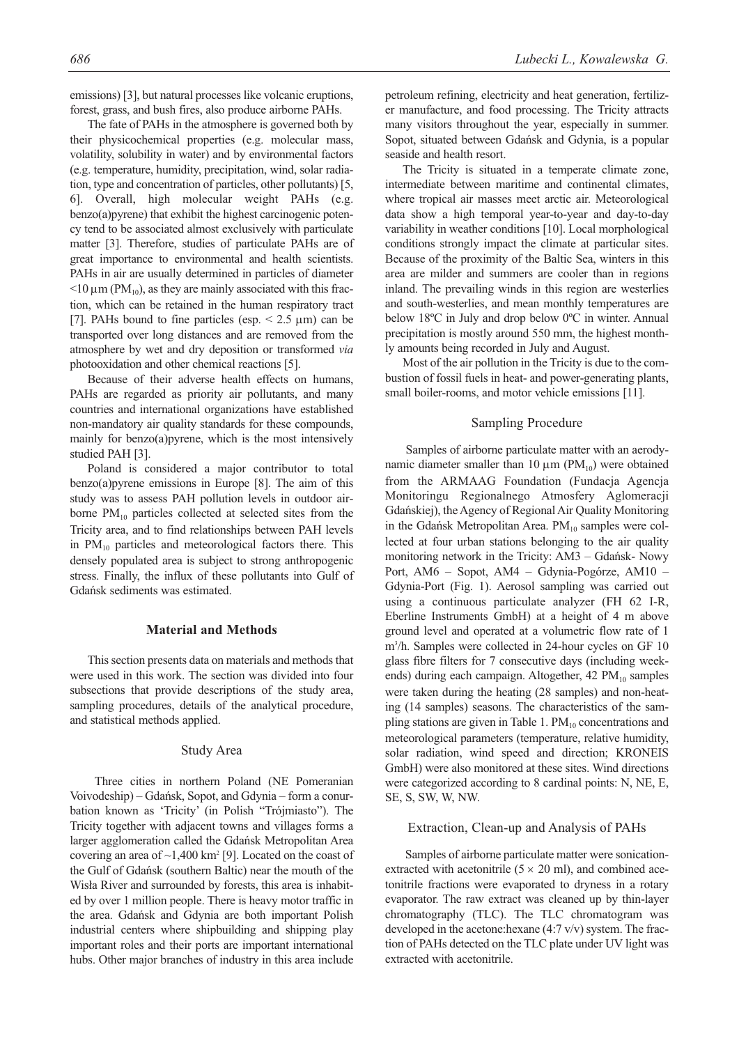emissions) [3], but natural processes like volcanic eruptions, forest, grass, and bush fires, also produce airborne PAHs.

The fate of PAHs in the atmosphere is governed both by their physicochemical properties (e.g. molecular mass, volatility, solubility in water) and by environmental factors (e.g. temperature, humidity, precipitation, wind, solar radiation, type and concentration of particles, other pollutants) [5, 6]. Overall, high molecular weight PAHs (e.g. benzo(a)pyrene) that exhibit the highest carcinogenic potency tend to be associated almost exclusively with particulate matter [3]. Therefore, studies of particulate PAHs are of great importance to environmental and health scientists. PAHs in air are usually determined in particles of diameter $<10\ \mu m$ ($PM_{10}$), as they are mainly associated with this fraction, which can be retained in the human respiratory tract [7]. PAHs bound to fine particles (esp. $< 2.5\ \mu m$) can be transported over long distances and are removed from the atmosphere by wet and dry deposition or transformed *via* photooxidation and other chemical reactions [5].

Because of their adverse health effects on humans, PAHs are regarded as priority air pollutants, and many countries and international organizations have established non-mandatory air quality standards for these compounds, mainly for benzo(a)pyrene, which is the most intensively studied PAH [3].

Poland is considered a major contributor to total benzo(a)pyrene emissions in Europe [8]. The aim of this study was to assess PAH pollution levels in outdoor airborne $PM_{10}$ particles collected at selected sites from the Tricity area, and to find relationships between PAH levels in $PM_{10}$ particles and meteorological factors there. This densely populated area is subject to strong anthropogenic stress. Finally, the influx of these pollutants into Gulf of Gdańsk sediments was estimated.

## Material and Methods

This section presents data on materials and methods that were used in this work. The section was divided into four subsections that provide descriptions of the study area, sampling procedures, details of the analytical procedure, and statistical methods applied.

### Study Area

Three cities in northern Poland (NE Pomeranian Voivodeship) – Gdańsk, Sopot, and Gdynia – form a conurbation known as 'Tricity' (in Polish "Trójmiasto"). The Tricity together with adjacent towns and villages forms a larger agglomeration called the Gdańsk Metropolitan Area covering an area of ~1,400 km$^2$ [9]. Located on the coast of the Gulf of Gdańsk (southern Baltic) near the mouth of the Wisła River and surrounded by forests, this area is inhabited by over 1 million people. There is heavy motor traffic in the area. Gdańsk and Gdynia are both important Polish industrial centers where shipbuilding and shipping play important roles and their ports are important international hubs. Other major branches of industry in this area include petroleum refining, electricity and heat generation, fertilizer manufacture, and food processing. The Tricity attracts many visitors throughout the year, especially in summer. Sopot, situated between Gdańsk and Gdynia, is a popular seaside and health resort.

The Tricity is situated in a temperate climate zone, intermediate between maritime and continental climates, where tropical air masses meet arctic air. Meteorological data show a high temporal year-to-year and day-to-day variability in weather conditions [10]. Local morphological conditions strongly impact the climate at particular sites. Because of the proximity of the Baltic Sea, winters in this area are milder and summers are cooler than in regions inland. The prevailing winds in this region are westerlies and south-westerlies, and mean monthly temperatures are below 18ºC in July and drop below 0ºC in winter. Annual precipitation is mostly around 550 mm, the highest monthly amounts being recorded in July and August.

Most of the air pollution in the Tricity is due to the combustion of fossil fuels in heat- and power-generating plants, small boiler-rooms, and motor vehicle emissions [11].

### Sampling Procedure

Samples of airborne particulate matter with an aerodynamic diameter smaller than 10 μm ($PM_{10}$) were obtained from the ARMAAG Foundation (Fundacja Agencja Monitoringu Regionalnego Atmosfery Aglomeracji Gdańskiej), the Agency of Regional Air Quality Monitoring in the Gdańsk Metropolitan Area. $PM_{10}$ samples were collected at four urban stations belonging to the air quality monitoring network in the Tricity: AM3 – Gdańsk- Nowy Port, AM6 – Sopot, AM4 – Gdynia-Pogórze, AM10 – Gdynia-Port (Fig. 1). Aerosol sampling was carried out using a continuous particulate analyzer (FH 62 I-R, Eberline Instruments GmbH) at a height of 4 m above ground level and operated at a volumetric flow rate of 1 m$^3$/h. Samples were collected in 24-hour cycles on GF 10 glass fibre filters for 7 consecutive days (including weekends) during each campaign. Altogether, 42 $PM_{10}$ samples were taken during the heating (28 samples) and non-heating (14 samples) seasons. The characteristics of the sampling stations are given in Table 1. $PM_{10}$ concentrations and meteorological parameters (temperature, relative humidity, solar radiation, wind speed and direction; KRONEIS GmbH) were also monitored at these sites. Wind directions were categorized according to 8 cardinal points: N, NE, E, SE, S, SW, W, NW.

### Extraction, Clean-up and Analysis of PAHs

Samples of airborne particulate matter were sonication-extracted with acetonitrile (5 × 20 ml), and combined acetonitrile fractions were evaporated to dryness in a rotary evaporator. The raw extract was cleaned up by thin-layer chromatography (TLC). The TLC chromatogram was developed in the acetone:hexane (4:7 v/v) system. The fraction of PAHs detected on the TLC plate under UV light was extracted with acetonitrile.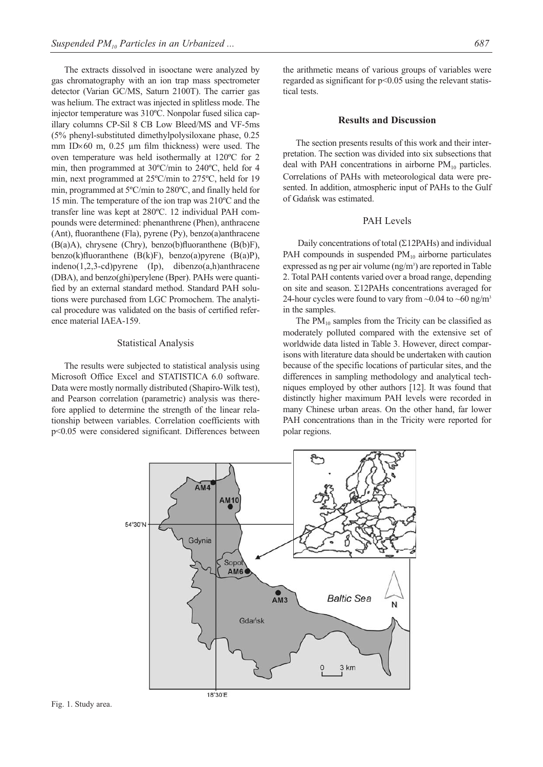The extracts dissolved in isooctane were analyzed by gas chromatography with an ion trap mass spectrometer detector (Varian GC/MS, Saturn 2100T). The carrier gas was helium. The extract was injected in splitless mode. The injector temperature was 310ºC. Nonpolar fused silica capillary columns CP-Sil 8 CB Low Bleed/MS and VF-5ms (5% phenyl-substituted dimethylpolysiloxane phase, 0.25 mm ID×60 m, 0.25 µm film thickness) were used. The oven temperature was held isothermally at 120ºC for 2 min, then programmed at 30ºC/min to 240ºC, held for 4 min, next programmed at 25ºC/min to 275ºC, held for 19 min, programmed at 5ºC/min to 280ºC, and finally held for 15 min. The temperature of the ion trap was 210ºC and the transfer line was kept at 280ºC. 12 individual PAH compounds were determined: phenanthrene (Phen), anthracene (Ant), fluoranthene (Fla), pyrene (Py), benzo(a)anthracene (B(a)A), chrysene (Chry), benzo(b)fluoranthene (B(b)F), benzo(k)fluoranthene (B(k)F), benzo(a)pyrene (B(a)P), indeno(1,2,3-cd)pyrene (Ip), dibenzo(a,h)anthracene (DBA), and benzo(ghi)perylene (Bper). PAHs were quantified by an external standard method. Standard PAH solutions were purchased from LGC Promochem. The analytical procedure was validated on the basis of certified reference material IAEA-159.

## Statistical Analysis

The results were subjected to statistical analysis using Microsoft Office Excel and STATISTICA 6.0 software. Data were mostly normally distributed (Shapiro-Wilk test), and Pearson correlation (parametric) analysis was therefore applied to determine the strength of the linear relationship between variables. Correlation coefficients with $p<0.05$ were considered significant. Differences between the arithmetic means of various groups of variables were regarded as significant for $p<0.05$ using the relevant statistical tests.

# Results and Discussion

The section presents results of this work and their interpretation. The section was divided into six subsections that deal with PAH concentrations in airborne $PM_{10}$ particles. Correlations of PAHs with meteorological data were presented. In addition, atmospheric input of PAHs to the Gulf of Gdańsk was estimated.

## PAH Levels

Daily concentrations of total (Σ12PAHs) and individual PAH compounds in suspended $PM_{10}$ airborne particulates expressed as ng per air volume (ng/m$^3$) are reported in Table 2. Total PAH contents varied over a broad range, depending on site and season. Σ12PAHs concentrations averaged for 24-hour cycles were found to vary from ~0.04 to ~60 ng/m$^3$ in the samples.

The $PM_{10}$ samples from the Tricity can be classified as moderately polluted compared with the extensive set of worldwide data listed in Table 3. However, direct comparisons with literature data should be undertaken with caution because of the specific locations of particular sites, and the differences in sampling methodology and analytical techniques employed by other authors [12]. It was found that distinctly higher maximum PAH levels were recorded in many Chinese urban areas. On the other hand, far lower PAH concentrations than in the Tricity were reported for polar regions.

Fig. 1. Study area.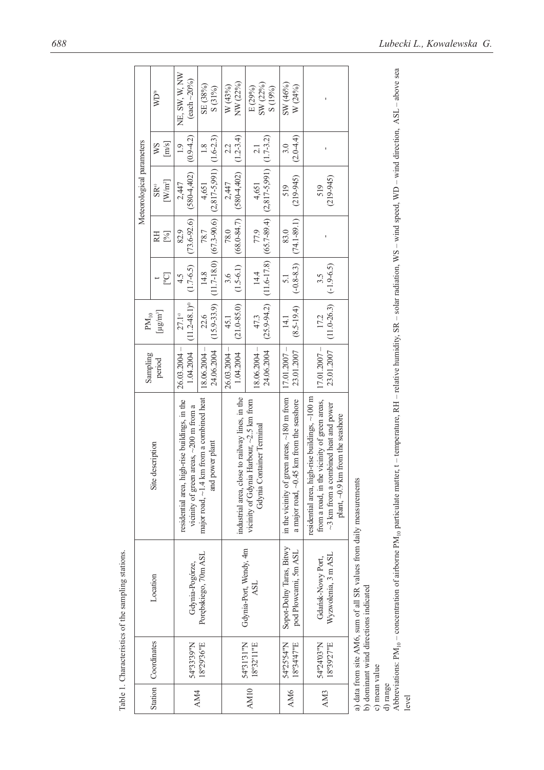Table 1. Characteristics of the sampling stations.

| Station | Coordinates | Location | Site description | Sampling period | $PM_{10}$ [µg/m³] | Meteorological parameters | | | | |
|---|---|---|---|---|---|---|---|---|---|---|
| | | | | | | t [°C] | RH [%] | SR[a] [W/m²] | WS [m/s] | WD[b] |
| AM4 | 54°33'39"N 18°29'36"E | Gdynia-Pogórze, Porębskiego, 70m ASL | residential area, high-rise buildings, in the vicinity of green areas, ~200 m from a major road, ~1.4 km from a combined heat and power plant | 26.03.2004 – 1.04.2004 | 27.1[c] (11.2-48.1)[d] | 4.5 (1.7-6.5) | 82.9 (73.6-92.6) | 2,447 (580-4,402) | 1.9 (0.9-4.2) | NE, SW, W, NW (each ~20%) |
| | | | | 18.06.2004 – 24.06.2004 | 22.6 (15.9-33.9) | 14.8 (11.7-18.0) | 78.7 (67.3-90.6) | 4,651 (2,817-5,991) | 1.8 (1.6-2.3) | SE (38%) S (31%) |
| AM10 | 54°31'31"N 18°32'11"E | Gdynia-Port, Wendy, 4m ASL | industrial area, close to railway lines, in the vicinity of Gdynia Harbour, ~2.5 km from Gdynia Container Terminal | 26.03.2004 – 1.04.2004 | 45.1 (21.0-85.0) | 3.6 (1.5-6.1) | 78.0 (68.0-84.7) | 2,447 (580-4,402) | 2.2 (1.2-3.4) | W (43%) NW (22%) |
| | | | | 18.06.2004 – 24.06.2004 | 47.3 (25.9-94.2) | 14.4 (11.6-17.8) | 77.9 (65.7-89.4) | 4,651 (2,817-5,991) | 2.1 (1.7-3.2) | E (29%) SW (22%) S (19%) |
| AM6 | 54°25'54"N 18°34'47"E | Sopot-Dolny Taras, Bitwy pod Płowcami, 5m ASL | in the vicinity of green areas, ~180 m from a major road, ~0.45 km from the seashore | 17.01.2007 – 23.01.2007 | 14.1 (8.5-19.4) | 5.1 (-0.8-8.3) | 83.0 (74.1-89.1) | 519 (219-945) | 3.0 (2.0-4.4) | SW (46%) W (24%) |
| AM3 | 54°24'03"N 18°39'27"E | Gdańsk-Nowy Port, Wyzwolenia, 3 m ASL | residential area, high-rise buildings, ~100 m from a road, in the vicinity of green areas, ~3 km from a combined heat and power plant, ~0.9 km from the seashore | 17.01.2007 – 23.01.2007 | 17.2 (11.0-26.3) | 3.5 (-1.9-6.5) | - | 519 (219-945) | - | - |

a) data from site AM6, sum of all SR values from daily measurements
b) dominant wind directions indicated
c) mean value
d) range
Abbreviations: $PM_{10}$ – concentration of airborne $PM_{10}$ particulate matter, t – temperature, RH – relative humidity, SR – solar radiation, WS – wind speed, WD – wind direction, ASL – above sea level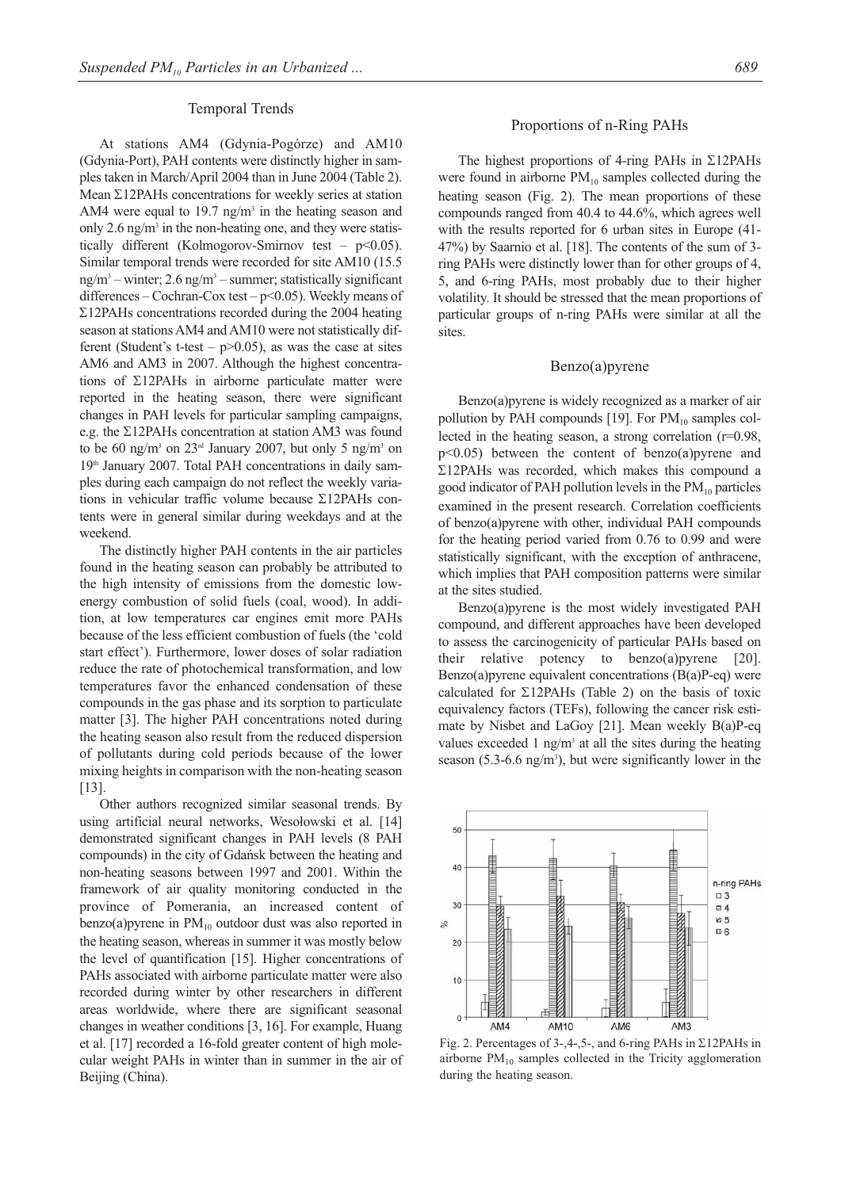### Temporal Trends

At stations AM4 (Gdynia-Pogórze) and AM10 (Gdynia-Port), PAH contents were distinctly higher in samples taken in March/April 2004 than in June 2004 (Table 2). Mean Σ12PAHs concentrations for weekly series at station AM4 were equal to 19.7 ng/m$^3$ in the heating season and only 2.6 ng/m$^3$ in the non-heating one, and they were statistically different (Kolmogorov-Smirnov test – $p<0.05$). Similar temporal trends were recorded for site AM10 (15.5 ng/m$^3$ – winter; 2.6 ng/m$^3$ – summer; statistically significant differences – Cochran-Cox test – $p<0.05$). Weekly means of Σ12PAHs concentrations recorded during the 2004 heating season at stations AM4 and AM10 were not statistically different (Student's t-test – $p>0.05$), as was the case at sites AM6 and AM3 in 2007. Although the highest concentrations of Σ12PAHs in airborne particulate matter were reported in the heating season, there were significant changes in PAH levels for particular sampling campaigns, e.g. the Σ12PAHs concentration at station AM3 was found to be 60 ng/m$^3$ on 23$^{rd}$ January 2007, but only 5 ng/m$^3$ on 19$^{th}$ January 2007. Total PAH concentrations in daily samples during each campaign do not reflect the weekly variations in vehicular traffic volume because Σ12PAHs contents were in general similar during weekdays and at the weekend.

The distinctly higher PAH contents in the air particles found in the heating season can probably be attributed to the high intensity of emissions from the domestic low-energy combustion of solid fuels (coal, wood). In addition, at low temperatures car engines emit more PAHs because of the less efficient combustion of fuels (the 'cold start effect'). Furthermore, lower doses of solar radiation reduce the rate of photochemical transformation, and low temperatures favor the enhanced condensation of these compounds in the gas phase and its sorption to particulate matter [3]. The higher PAH concentrations noted during the heating season also result from the reduced dispersion of pollutants during cold periods because of the lower mixing heights in comparison with the non-heating season [13].

Other authors recognized similar seasonal trends. By using artificial neural networks, Wesołowski et al. [14] demonstrated significant changes in PAH levels (8 PAH compounds) in the city of Gdańsk between the heating and non-heating seasons between 1997 and 2001. Within the framework of air quality monitoring conducted in the province of Pomerania, an increased content of benzo(a)pyrene in $PM_{10}$ outdoor dust was also reported in the heating season, whereas in summer it was mostly below the level of quantification [15]. Higher concentrations of PAHs associated with airborne particulate matter were also recorded during winter by other researchers in different areas worldwide, where there are significant seasonal changes in weather conditions [3, 16]. For example, Huang et al. [17] recorded a 16-fold greater content of high molecular weight PAHs in winter than in summer in the air of Beijing (China).

### Proportions of n-Ring PAHs

The highest proportions of 4-ring PAHs in Σ12PAHs were found in airborne $PM_{10}$ samples collected during the heating season (Fig. 2). The mean proportions of these compounds ranged from 40.4 to 44.6%, which agrees well with the results reported for 6 urban sites in Europe (41-47%) by Saarnio et al. [18]. The contents of the sum of 3-ring PAHs were distinctly lower than for other groups of 4, 5, and 6-ring PAHs, most probably due to their higher volatility. It should be stressed that the mean proportions of particular groups of n-ring PAHs were similar at all the sites.

### Benzo(a)pyrene

Benzo(a)pyrene is widely recognized as a marker of air pollution by PAH compounds [19]. For $PM_{10}$ samples collected in the heating season, a strong correlation ($r=0.98$, $p<0.05$) between the content of benzo(a)pyrene and Σ12PAHs was recorded, which makes this compound a good indicator of PAH pollution levels in the $PM_{10}$ particles examined in the present research. Correlation coefficients of benzo(a)pyrene with other, individual PAH compounds for the heating period varied from 0.76 to 0.99 and were statistically significant, with the exception of anthracene, which implies that PAH composition patterns were similar at the sites studied.

Benzo(a)pyrene is the most widely investigated PAH compound, and different approaches have been developed to assess the carcinogenicity of particular PAHs based on their relative potency to benzo(a)pyrene [20]. Benzo(a)pyrene equivalent concentrations (B(a)P-eq) were calculated for Σ12PAHs (Table 2) on the basis of toxic equivalency factors (TEFs), following the cancer risk estimate by Nisbet and LaGoy [21]. Mean weekly B(a)P-eq values exceeded 1 ng/m$^3$ at all the sites during the heating season (5.3-6.6 ng/m$^3$), but were significantly lower in the

Fig. 2. Percentages of 3-,4-,5-, and 6-ring PAHs in Σ12PAHs in airborne $PM_{10}$ samples collected in the Tricity agglomeration during the heating season.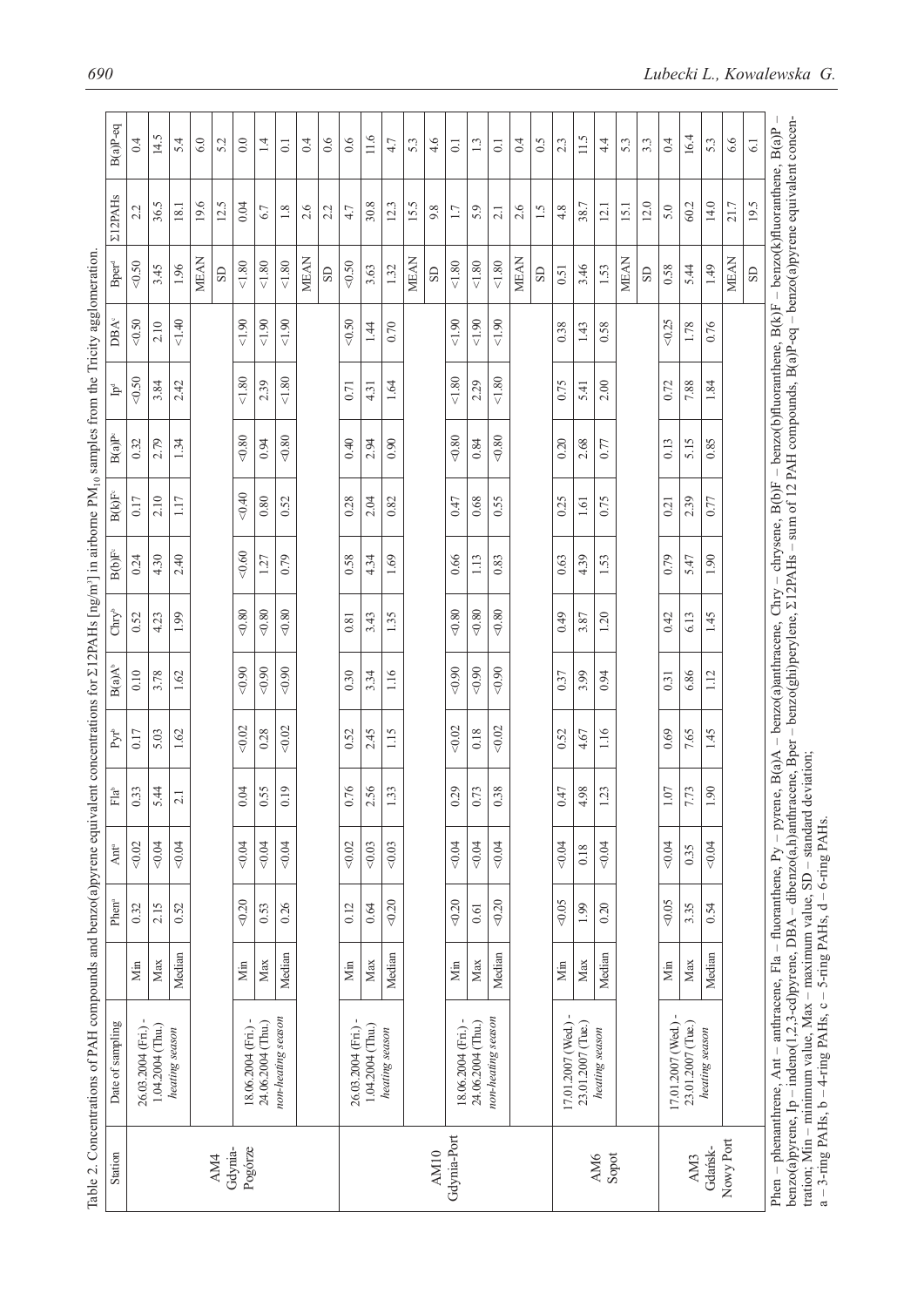Table 2. Concentrations of PAH compounds and benzo(a)pyrene equivalent concentrations for Σ12PAHs [ng/m³] in airborne $PM_{10}$ samples from the Tricity agglomeration.

| Station | Date of sampling | | Phen[a] | Ant[a] | Fla[b] | Pyr[b] | B(a)A[b] | Chry[b] | B(b)F[c] | B(k)F[c] | B(a)P[c] | Ip[d] | DBA[c] | Bper[d] | Σ12PAHs | B(a)P-eq |
|---|---|---|---|---|---|---|---|---|---|---|---|---|---|---|---|---|
| AM4 Gdynia-Pogórze | 26.03.2004 (Fri.) - 1.04.2004 (Thu.) *heating season* | Min | 0.32 | <0.02 | 0.33 | 0.17 | 0.10 | 0.52 | 0.24 | 0.17 | 0.32 | <0.50 | <0.50 | <0.50 | 2.2 | 0.4 |
| | | Max | 2.15 | <0.04 | 5.44 | 5.03 | 3.78 | 4.23 | 4.30 | 2.10 | 2.79 | 3.84 | 2.10 | 3.45 | 36.5 | 14.5 |
| | | Median | 0.52 | <0.04 | 2.1 | 1.62 | 1.62 | 1.99 | 2.40 | 1.17 | 1.34 | 2.42 | <1.40 | 1.96 | 18.1 | 5.4 |
| | | | | | | | | | | | | | | MEAN | 19.6 | 6.0 |
| | | | | | | | | | | | | | | SD | 12.5 | 5.2 |
| | 18.06.2004 (Fri.) - 24.06.2004 (Thu.) *non-heating season* | Min | <0.20 | <0.04 | 0.04 | <0.02 | <0.90 | <0.80 | <0.60 | <0.40 | <0.80 | <1.80 | <1.90 | <1.80 | 0.04 | 0.0 |
| | | Max | 0.53 | <0.04 | 0.55 | 0.28 | <0.90 | <0.80 | 1.27 | 0.80 | 0.94 | 2.39 | <1.90 | <1.80 | 6.7 | 1.4 |
| | | Median | 0.26 | <0.04 | 0.19 | <0.02 | <0.90 | <0.80 | 0.79 | 0.52 | <0.80 | <1.80 | <1.90 | <1.80 | 1.8 | 0.1 |
| | | | | | | | | | | | | | | MEAN | 2.6 | 0.4 |
| | | | | | | | | | | | | | | SD | 2.2 | 0.6 |
| AM10 Gdynia-Port | 26.03.2004 (Fri.) - 1.04.2004 (Thu.) *heating season* | Min | 0.12 | <0.02 | 0.76 | 0.52 | 0.30 | 0.81 | 0.58 | 0.28 | 0.40 | 0.71 | <0.50 | <0.50 | 4.7 | 0.6 |
| | | Max | 0.64 | <0.03 | 2.56 | 2.45 | 3.34 | 3.43 | 4.34 | 2.04 | 2.94 | 4.31 | 1.44 | 3.63 | 30.8 | 11.6 |
| | | Median | <0.20 | <0.03 | 1.33 | 1.15 | 1.16 | 1.35 | 1.69 | 0.82 | 0.90 | 1.64 | 0.70 | 1.32 | 12.3 | 4.7 |
| | | | | | | | | | | | | | | MEAN | 15.5 | 5.3 |
| | | | | | | | | | | | | | | SD | 9.8 | 4.6 |
| | 18.06.2004 (Fri.) - 24.06.2004 (Thu.) *non-heating season* | Min | <0.20 | <0.04 | 0.29 | <0.02 | <0.90 | <0.80 | 0.66 | 0.47 | <0.80 | <1.80 | <1.90 | <1.80 | 1.7 | 0.1 |
| | | Max | 0.61 | <0.04 | 0.73 | 0.18 | <0.90 | <0.80 | 1.13 | 0.68 | 0.84 | 2.29 | <1.90 | <1.80 | 5.9 | 1.3 |
| | | Median | <0.20 | <0.04 | 0.38 | <0.02 | <0.90 | <0.80 | 0.83 | 0.55 | <0.80 | <1.80 | <1.90 | <1.80 | 2.1 | 0.1 |
| | | | | | | | | | | | | | | MEAN | 2.6 | 0.4 |
| | | | | | | | | | | | | | | SD | 1.5 | 0.5 |
| AM6 Sopot | 17.01.2007 (Wed.) - 23.01.2007 (Tue.) *heating season* | Min | <0.05 | <0.04 | 0.47 | 0.52 | 0.37 | 0.49 | 0.63 | 0.25 | 0.20 | 0.75 | 0.38 | 0.51 | 4.8 | 2.3 |
| | | Max | 1.99 | 0.18 | 4.98 | 4.67 | 3.99 | 3.87 | 4.39 | 1.61 | 2.68 | 5.41 | 1.43 | 3.46 | 38.7 | 11.5 |
| | | Median | 0.20 | <0.04 | 1.23 | 1.16 | 0.94 | 1.20 | 1.53 | 0.75 | 0.77 | 2.00 | 0.58 | 1.53 | 12.1 | 4.4 |
| | | | | | | | | | | | | | | MEAN | 15.1 | 5.3 |
| | | | | | | | | | | | | | | SD | 12.0 | 3.3 |
| AM3 Gdańsk-Nowy Port | 17.01.2007 (Wed.) - 23.01.2007 (Tue.) *heating season* | Min | <0.05 | <0.04 | 1.07 | 0.69 | 0.31 | 0.42 | 0.79 | 0.21 | 0.13 | 0.72 | <0.25 | 0.58 | 5.0 | 0.4 |
| | | Max | 3.35 | 0.35 | 7.73 | 7.65 | 6.86 | 6.13 | 5.47 | 2.39 | 5.15 | 7.88 | 1.78 | 5.44 | 60.2 | 16.4 |
| | | Median | 0.54 | <0.04 | 1.90 | 1.45 | 1.12 | 1.45 | 1.90 | 0.77 | 0.85 | 1.84 | 0.76 | 1.49 | 14.0 | 5.3 |
| | | | | | | | | | | | | | | MEAN | 21.7 | 6.6 |
| | | | | | | | | | | | | | | SD | 19.5 | 6.1 |

Phen – phenanthrene, Ant – anthracene, Fla – fluoranthene, Py – pyrene, B(a)A – benzo(a)anthracene, Chry – chrysene, B(b)F – benzo(b)fluoranthene, B(k)F – benzo(k)fluoranthene, B(a)P – benzo(a)pyrene, Ip – indeno(1,2,3-cd)pyrene, DBA – dibenzo(a,h)anthracene, Bper – benzo(ghi)perylene, Σ12PAHs – sum of 12 PAH compounds, B(a)P-eq – benzo(a)pyrene equivalent concentration; Min – minimum value, Max – maximum value, SD – standard deviation;
a – 3-ring PAHs, b – 4-ring PAHs, c – 5-ring PAHs, d – 6-ring PAHs.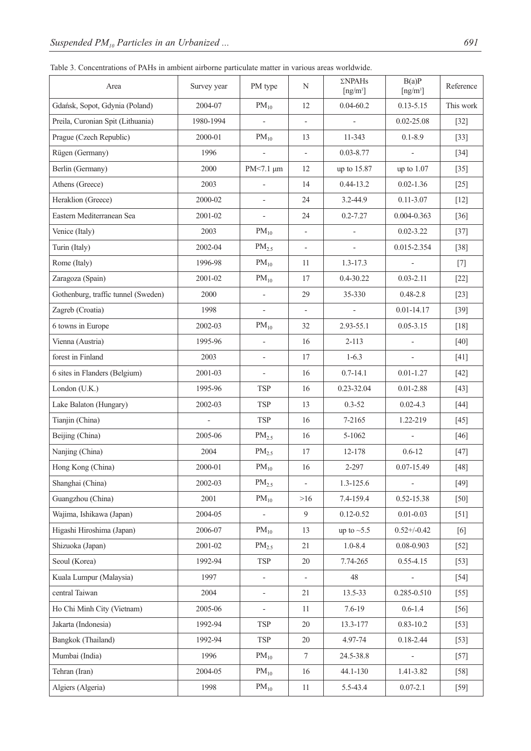Table 3. Concentrations of PAHs in ambient airborne particulate matter in various areas worldwide.

| Area | Survey year | PM type | N | ΣNPAHs [ng/m³] | B(a)P [ng/m³] | Reference |
|---|---|---|---|---|---|---|
| Gdańsk, Sopot, Gdynia (Poland) | 2004-07 | $PM_{10}$ | 12 | 0.04-60.2 | 0.13-5.15 | This work |
| Preila, Curonian Spit (Lithuania) | 1980-1994 | - | - | - | 0.02-25.08 | [32] |
| Prague (Czech Republic) | 2000-01 | $PM_{10}$ | 13 | 11-343 | 0.1-8.9 | [33] |
| Rügen (Germany) | 1996 | - | - | 0.03-8.77 | - | [34] |
| Berlin (Germany) | 2000 | PM<7.1 µm | 12 | up to 15.87 | up to 1.07 | [35] |
| Athens (Greece) | 2003 | - | 14 | 0.44-13.2 | 0.02-1.36 | [25] |
| Heraklion (Greece) | 2000-02 | - | 24 | 3.2-44.9 | 0.11-3.07 | [12] |
| Eastern Mediterranean Sea | 2001-02 | - | 24 | 0.2-7.27 | 0.004-0.363 | [36] |
| Venice (Italy) | 2003 | $PM_{10}$ | - | - | 0.02-3.22 | [37] |
| Turin (Italy) | 2002-04 | $PM_{2.5}$ | - | - | 0.015-2.354 | [38] |
| Rome (Italy) | 1996-98 | $PM_{10}$ | 11 | 1.3-17.3 | - | [7] |
| Zaragoza (Spain) | 2001-02 | $PM_{10}$ | 17 | 0.4-30.22 | 0.03-2.11 | [22] |
| Gothenburg, traffic tunnel (Sweden) | 2000 | - | 29 | 35-330 | 0.48-2.8 | [23] |
| Zagreb (Croatia) | 1998 | - | - | - | 0.01-14.17 | [39] |
| 6 towns in Europe | 2002-03 | $PM_{10}$ | 32 | 2.93-55.1 | 0.05-3.15 | [18] |
| Vienna (Austria) | 1995-96 | - | 16 | 2-113 | - | [40] |
| forest in Finland | 2003 | - | 17 | 1-6.3 | - | [41] |
| 6 sites in Flanders (Belgium) | 2001-03 | - | 16 | 0.7-14.1 | 0.01-1.27 | [42] |
| London (U.K.) | 1995-96 | TSP | 16 | 0.23-32.04 | 0.01-2.88 | [43] |
| Lake Balaton (Hungary) | 2002-03 | TSP | 13 | 0.3-52 | 0.02-4.3 | [44] |
| Tianjin (China) | - | TSP | 16 | 7-2165 | 1.22-219 | [45] |
| Beijing (China) | 2005-06 | $PM_{2.5}$ | 16 | 5-1062 | - | [46] |
| Nanjing (China) | 2004 | $PM_{2.5}$ | 17 | 12-178 | 0.6-12 | [47] |
| Hong Kong (China) | 2000-01 | $PM_{10}$ | 16 | 2-297 | 0.07-15.49 | [48] |
| Shanghai (China) | 2002-03 | $PM_{2.5}$ | - | 1.3-125.6 | - | [49] |
| Guangzhou (China) | 2001 | $PM_{10}$ | >16 | 7.4-159.4 | 0.52-15.38 | [50] |
| Wajima, Ishikawa (Japan) | 2004-05 | - | 9 | 0.12-0.52 | 0.01-0.03 | [51] |
| Higashi Hiroshima (Japan) | 2006-07 | $PM_{10}$ | 13 | up to ~5.5 | 0.52+/-0.42 | [6] |
| Shizuoka (Japan) | 2001-02 | $PM_{2.5}$ | 21 | 1.0-8.4 | 0.08-0.903 | [52] |
| Seoul (Korea) | 1992-94 | TSP | 20 | 7.74-265 | 0.55-4.15 | [53] |
| Kuala Lumpur (Malaysia) | 1997 | - | - | 48 | - | [54] |
| central Taiwan | 2004 | - | 21 | 13.5-33 | 0.285-0.510 | [55] |
| Ho Chi Minh City (Vietnam) | 2005-06 | - | 11 | 7.6-19 | 0.6-1.4 | [56] |
| Jakarta (Indonesia) | 1992-94 | TSP | 20 | 13.3-177 | 0.83-10.2 | [53] |
| Bangkok (Thailand) | 1992-94 | TSP | 20 | 4.97-74 | 0.18-2.44 | [53] |
| Mumbai (India) | 1996 | $PM_{10}$ | 7 | 24.5-38.8 | - | [57] |
| Tehran (Iran) | 2004-05 | $PM_{10}$ | 16 | 44.1-130 | 1.41-3.82 | [58] |
| Algiers (Algeria) | 1998 | $PM_{10}$ | 11 | 5.5-43.4 | 0.07-2.1 | [59] |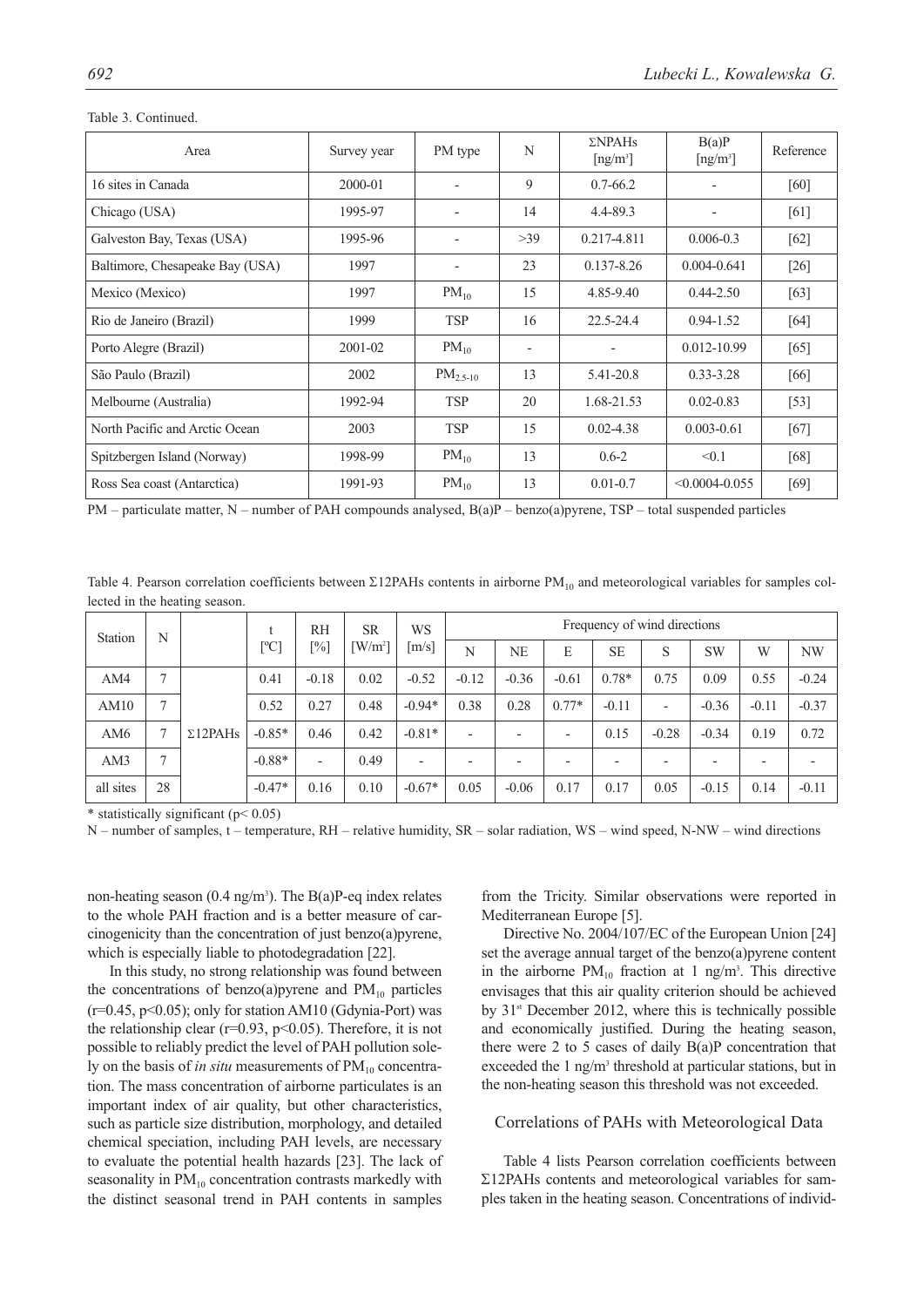Table 3. Continued.

| Area | Survey year | PM type | N | ΣNPAHs [ng/m³] | B(a)P [ng/m³] | Reference |
|---|---|---|---|---|---|---|
| 16 sites in Canada | 2000-01 | - | 9 | 0.7-66.2 | - | [60] |
| Chicago (USA) | 1995-97 | - | 14 | 4.4-89.3 | - | [61] |
| Galveston Bay, Texas (USA) | 1995-96 | - | >39 | 0.217-4.811 | 0.006-0.3 | [62] |
| Baltimore, Chesapeake Bay (USA) | 1997 | - | 23 | 0.137-8.26 | 0.004-0.641 | [26] |
| Mexico (Mexico) | 1997 | $PM_{10}$ | 15 | 4.85-9.40 | 0.44-2.50 | [63] |
| Rio de Janeiro (Brazil) | 1999 | TSP | 16 | 22.5-24.4 | 0.94-1.52 | [64] |
| Porto Alegre (Brazil) | 2001-02 | $PM_{10}$ | - | - | 0.012-10.99 | [65] |
| São Paulo (Brazil) | 2002 | $PM_{2.5-10}$ | 13 | 5.41-20.8 | 0.33-3.28 | [66] |
| Melbourne (Australia) | 1992-94 | TSP | 20 | 1.68-21.53 | 0.02-0.83 | [53] |
| North Pacific and Arctic Ocean | 2003 | TSP | 15 | 0.02-4.38 | 0.003-0.61 | [67] |
| Spitzbergen Island (Norway) | 1998-99 | $PM_{10}$ | 13 | 0.6-2 | <0.1 | [68] |
| Ross Sea coast (Antarctica) | 1991-93 | $PM_{10}$ | 13 | 0.01-0.7 | <0.0004-0.055 | [69] |

PM – particulate matter, N – number of PAH compounds analysed, B(a)P – benzo(a)pyrene, TSP – total suspended particles

Table 4. Pearson correlation coefficients between Σ12PAHs contents in airborne $PM_{10}$ and meteorological variables for samples collected in the heating season.

| Station | N | | t [ºC] | RH [%] | SR [W/m²] | WS [m/s] | Frequency of wind directions | | | | | | | |
|---|---|---|---|---|---|---|---|---|---|---|---|---|---|---|
| | | | | | | | N | NE | E | SE | S | SW | W | NW |
| AM4 | 7 | Σ12PAHs | 0.41 | -0.18 | 0.02 | -0.52 | -0.12 | -0.36 | -0.61 | 0.78* | 0.75 | 0.09 | 0.55 | -0.24 |
| AM10 | 7 | | 0.52 | 0.27 | 0.48 | -0.94* | 0.38 | 0.28 | 0.77* | -0.11 | - | -0.36 | -0.11 | -0.37 |
| AM6 | 7 | | -0.85* | 0.46 | 0.42 | -0.81* | - | - | - | 0.15 | -0.28 | -0.34 | 0.19 | 0.72 |
| AM3 | 7 | | -0.88* | - | 0.49 | - | - | - | - | - | - | - | - | - |
| all sites | 28 | | -0.47* | 0.16 | 0.10 | -0.67* | 0.05 | -0.06 | 0.17 | 0.17 | 0.05 | -0.15 | 0.14 | -0.11 |

\* statistically significant ($p < 0.05$)

N – number of samples, t – temperature, RH – relative humidity, SR – solar radiation, WS – wind speed, N-NW – wind directions

non-heating season (0.4 ng/m³). The B(a)P-eq index relates to the whole PAH fraction and is a better measure of carcinogenicity than the concentration of just benzo(a)pyrene, which is especially liable to photodegradation [22].

In this study, no strong relationship was found between the concentrations of benzo(a)pyrene and $PM_{10}$ particles ($r=0.45$, $p<0.05$); only for station AM10 (Gdynia-Port) was the relationship clear ($r=0.93$, $p<0.05$). Therefore, it is not possible to reliably predict the level of PAH pollution solely on the basis of *in situ* measurements of $PM_{10}$ concentration. The mass concentration of airborne particulates is an important index of air quality, but other characteristics, such as particle size distribution, morphology, and detailed chemical speciation, including PAH levels, are necessary to evaluate the potential health hazards [23]. The lack of seasonality in $PM_{10}$ concentration contrasts markedly with the distinct seasonal trend in PAH contents in samples from the Tricity. Similar observations were reported in Mediterranean Europe [5].

Directive No. 2004/107/EC of the European Union [24] set the average annual target of the benzo(a)pyrene content in the airborne $PM_{10}$ fraction at 1 ng/m³. This directive envisages that this air quality criterion should be achieved by 31st December 2012, where this is technically possible and economically justified. During the heating season, there were 2 to 5 cases of daily B(a)P concentration that exceeded the 1 ng/m³ threshold at particular stations, but in the non-heating season this threshold was not exceeded.

## Correlations of PAHs with Meteorological Data

Table 4 lists Pearson correlation coefficients between Σ12PAHs contents and meteorological variables for samples taken in the heating season. Concentrations of individ-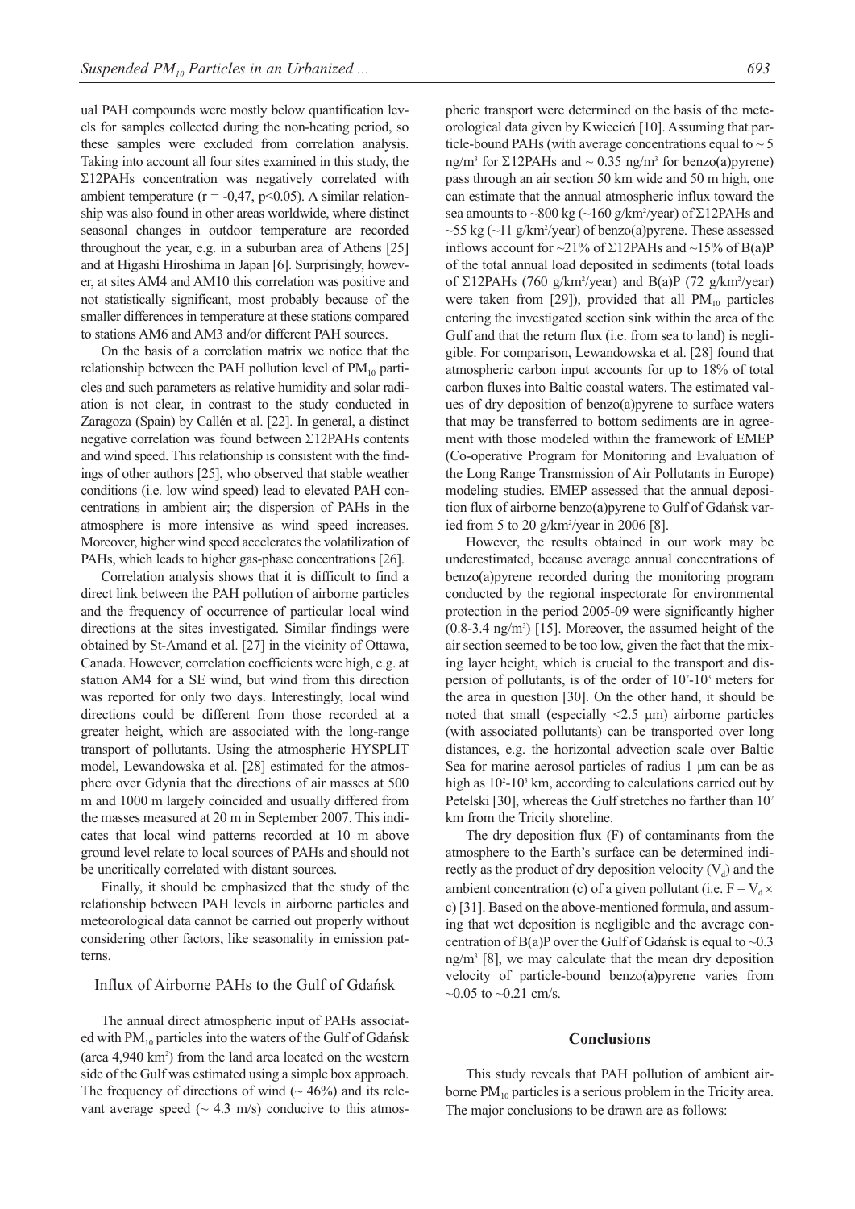ual PAH compounds were mostly below quantification levels for samples collected during the non-heating period, so these samples were excluded from correlation analysis. Taking into account all four sites examined in this study, the Σ12PAHs concentration was negatively correlated with ambient temperature ($r = -0{,}47$, $p<0.05$). A similar relationship was also found in other areas worldwide, where distinct seasonal changes in outdoor temperature are recorded throughout the year, e.g. in a suburban area of Athens [25] and at Higashi Hiroshima in Japan [6]. Surprisingly, however, at sites AM4 and AM10 this correlation was positive and not statistically significant, most probably because of the smaller differences in temperature at these stations compared to stations AM6 and AM3 and/or different PAH sources.

On the basis of a correlation matrix we notice that the relationship between the PAH pollution level of $PM_{10}$ particles and such parameters as relative humidity and solar radiation is not clear, in contrast to the study conducted in Zaragoza (Spain) by Callén et al. [22]. In general, a distinct negative correlation was found between Σ12PAHs contents and wind speed. This relationship is consistent with the findings of other authors [25], who observed that stable weather conditions (i.e. low wind speed) lead to elevated PAH concentrations in ambient air; the dispersion of PAHs in the atmosphere is more intensive as wind speed increases. Moreover, higher wind speed accelerates the volatilization of PAHs, which leads to higher gas-phase concentrations [26].

Correlation analysis shows that it is difficult to find a direct link between the PAH pollution of airborne particles and the frequency of occurrence of particular local wind directions at the sites investigated. Similar findings were obtained by St-Amand et al. [27] in the vicinity of Ottawa, Canada. However, correlation coefficients were high, e.g. at station AM4 for a SE wind, but wind from this direction was reported for only two days. Interestingly, local wind directions could be different from those recorded at a greater height, which are associated with the long-range transport of pollutants. Using the atmospheric HYSPLIT model, Lewandowska et al. [28] estimated for the atmosphere over Gdynia that the directions of air masses at 500 m and 1000 m largely coincided and usually differed from the masses measured at 20 m in September 2007. This indicates that local wind patterns recorded at 10 m above ground level relate to local sources of PAHs and should not be uncritically correlated with distant sources.

Finally, it should be emphasized that the study of the relationship between PAH levels in airborne particles and meteorological data cannot be carried out properly without considering other factors, like seasonality in emission patterns.

## Influx of Airborne PAHs to the Gulf of Gdańsk

The annual direct atmospheric input of PAHs associated with $PM_{10}$ particles into the waters of the Gulf of Gdańsk (area 4,940 $km^2$) from the land area located on the western side of the Gulf was estimated using a simple box approach. The frequency of directions of wind (~ 46%) and its relevant average speed (~ 4.3 m/s) conducive to this atmospheric transport were determined on the basis of the meteorological data given by Kwiecień [10]. Assuming that particle-bound PAHs (with average concentrations equal to ~ 5 $ng/m^3$ for Σ12PAHs and ~ 0.35 $ng/m^3$ for benzo(a)pyrene) pass through an air section 50 km wide and 50 m high, one can estimate that the annual atmospheric influx toward the sea amounts to ~800 kg (~160 $g/km^2/year$) of Σ12PAHs and ~55 kg (~11 $g/km^2/year$) of benzo(a)pyrene. These assessed inflows account for ~21% of Σ12PAHs and ~15% of B(a)P of the total annual load deposited in sediments (total loads of Σ12PAHs (760 $g/km^2/year$) and B(a)P (72 $g/km^2/year$) were taken from [29]), provided that all $PM_{10}$ particles entering the investigated section sink within the area of the Gulf and that the return flux (i.e. from sea to land) is negligible. For comparison, Lewandowska et al. [28] found that atmospheric carbon input accounts for up to 18% of total carbon fluxes into Baltic coastal waters. The estimated values of dry deposition of benzo(a)pyrene to surface waters that may be transferred to bottom sediments are in agreement with those modeled within the framework of EMEP (Co-operative Program for Monitoring and Evaluation of the Long Range Transmission of Air Pollutants in Europe) modeling studies. EMEP assessed that the annual deposition flux of airborne benzo(a)pyrene to Gulf of Gdańsk varied from 5 to 20 $g/km^2/year$ in 2006 [8].

However, the results obtained in our work may be underestimated, because average annual concentrations of benzo(a)pyrene recorded during the monitoring program conducted by the regional inspectorate for environmental protection in the period 2005-09 were significantly higher (0.8-3.4 $ng/m^3$) [15]. Moreover, the assumed height of the air section seemed to be too low, given the fact that the mixing layer height, which is crucial to the transport and dispersion of pollutants, is of the order of $10^2$-$10^3$ meters for the area in question [30]. On the other hand, it should be noted that small (especially <2.5 µm) airborne particles (with associated pollutants) can be transported over long distances, e.g. the horizontal advection scale over Baltic Sea for marine aerosol particles of radius 1 µm can be as high as $10^2$-$10^3$ km, according to calculations carried out by Petelski [30], whereas the Gulf stretches no farther than $10^2$ km from the Tricity shoreline.

The dry deposition flux (F) of contaminants from the atmosphere to the Earth's surface can be determined indirectly as the product of dry deposition velocity ($V_d$) and the ambient concentration (c) of a given pollutant (i.e. $F = V_d \times c$) [31]. Based on the above-mentioned formula, and assuming that wet deposition is negligible and the average concentration of B(a)P over the Gulf of Gdańsk is equal to ~0.3 $ng/m^3$ [8], we may calculate that the mean dry deposition velocity of particle-bound benzo(a)pyrene varies from ~0.05 to ~0.21 cm/s.

## Conclusions

This study reveals that PAH pollution of ambient airborne $PM_{10}$ particles is a serious problem in the Tricity area. The major conclusions to be drawn are as follows: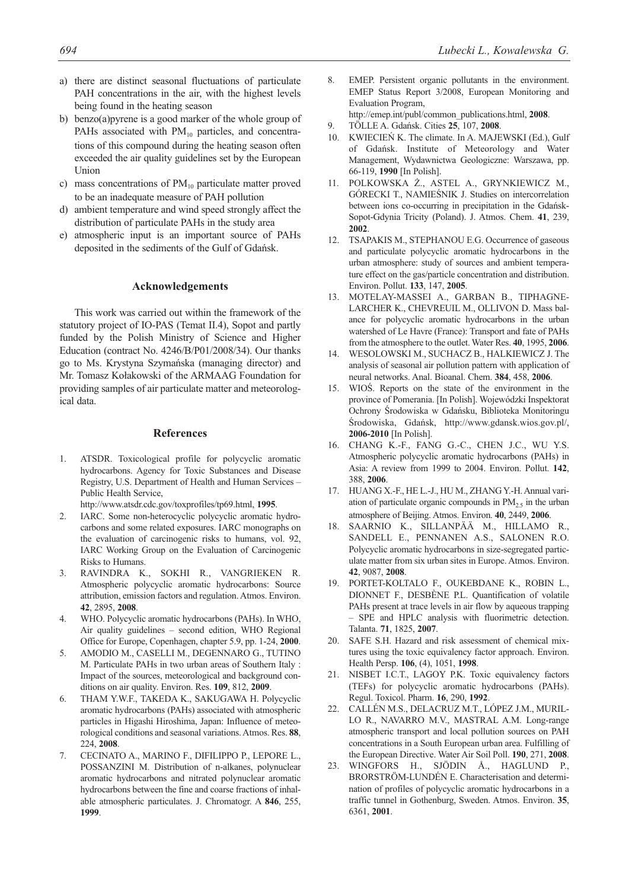a) there are distinct seasonal fluctuations of particulate PAH concentrations in the air, with the highest levels being found in the heating season
b) benzo(a)pyrene is a good marker of the whole group of PAHs associated with $PM_{10}$ particles, and concentrations of this compound during the heating season often exceeded the air quality guidelines set by the European Union
c) mass concentrations of $PM_{10}$ particulate matter proved to be an inadequate measure of PAH pollution
d) ambient temperature and wind speed strongly affect the distribution of particulate PAHs in the study area
e) atmospheric input is an important source of PAHs deposited in the sediments of the Gulf of Gdańsk.

## Acknowledgements

This work was carried out within the framework of the statutory project of IO-PAS (Temat II.4), Sopot and partly funded by the Polish Ministry of Science and Higher Education (contract No. 4246/B/P01/2008/34). Our thanks go to Ms. Krystyna Szymańska (managing director) and Mr. Tomasz Kołakowski of the ARMAAG Foundation for providing samples of air particulate matter and meteorological data.

## References

1. ATSDR. Toxicological profile for polycyclic aromatic hydrocarbons. Agency for Toxic Substances and Disease Registry, U.S. Department of Health and Human Services – Public Health Service, http://www.atsdr.cdc.gov/toxprofiles/tp69.html, **1995**.
2. IARC. Some non-heterocyclic polycyclic aromatic hydrocarbons and some related exposures. IARC monographs on the evaluation of carcinogenic risks to humans, vol. 92, IARC Working Group on the Evaluation of Carcinogenic Risks to Humans.
3. RAVINDRA K., SOKHI R., VANGRIEKEN R. Atmospheric polycyclic aromatic hydrocarbons: Source attribution, emission factors and regulation. Atmos. Environ. **42**, 2895, **2008**.
4. WHO. Polycyclic aromatic hydrocarbons (PAHs). In WHO, Air quality guidelines – second edition, WHO Regional Office for Europe, Copenhagen, chapter 5.9, pp. 1-24, **2000**.
5. AMODIO M., CASELLI M., DEGENNARO G., TUTINO M. Particulate PAHs in two urban areas of Southern Italy : Impact of the sources, meteorological and background conditions on air quality. Environ. Res. **109**, 812, **2009**.
6. THAM Y.W.F., TAKEDA K., SAKUGAWA H. Polycyclic aromatic hydrocarbons (PAHs) associated with atmospheric particles in Higashi Hiroshima, Japan: Influence of meteorological conditions and seasonal variations. Atmos. Res. **88**, 224, **2008**.
7. CECINATO A., MARINO F., DIFILIPPO P., LEPORE L., POSSANZINI M. Distribution of n-alkanes, polynuclear aromatic hydrocarbons and nitrated polynuclear aromatic hydrocarbons between the fine and coarse fractions of inhalable atmospheric particulates. J. Chromatogr. A **846**, 255, **1999**.
8. EMEP. Persistent organic pollutants in the environment. EMEP Status Report 3/2008, European Monitoring and Evaluation Program, http://emep.int/publ/common_publications.html, **2008**.
9. TÖLLE A. Gdańsk. Cities **25**, 107, **2008**.
10. KWIECIEŃ K. The climate. In A. MAJEWSKI (Ed.), Gulf of Gdańsk. Institute of Meteorology and Water Management, Wydawnictwa Geologiczne: Warszawa, pp. 66-119, **1990** [In Polish].
11. POLKOWSKA Ż., ASTEL A., GRYNKIEWICZ M., GÓRECKI T., NAMIEŚNIK J. Studies on intercorrelation between ions co-occurring in precipitation in the Gdańsk-Sopot-Gdynia Tricity (Poland). J. Atmos. Chem. **41**, 239, **2002**.
12. TSAPAKIS M., STEPHANOU E.G. Occurrence of gaseous and particulate polycyclic aromatic hydrocarbons in the urban atmosphere: study of sources and ambient temperature effect on the gas/particle concentration and distribution. Environ. Pollut. **133**, 147, **2005**.
13. MOTELAY-MASSEI A., GARBAN B., TIPHAGNE-LARCHER K., CHEVREUIL M., OLLIVON D. Mass balance for polycyclic aromatic hydrocarbons in the urban watershed of Le Havre (France): Transport and fate of PAHs from the atmosphere to the outlet. Water Res. **40**, 1995, **2006**.
14. WESOLOWSKI M., SUCHACZ B., HALKIEWICZ J. The analysis of seasonal air pollution pattern with application of neural networks. Anal. Bioanal. Chem. **384**, 458, **2006**.
15. WIOŚ. Reports on the state of the environment in the province of Pomerania. [In Polish]. Wojewódzki Inspektorat Ochrony Środowiska w Gdańsku, Biblioteka Monitoringu Środowiska, Gdańsk, http://www.gdansk.wios.gov.pl/, **2006-2010** [In Polish].
16. CHANG K.-F., FANG G.-C., CHEN J.C., WU Y.S. Atmospheric polycyclic aromatic hydrocarbons (PAHs) in Asia: A review from 1999 to 2004. Environ. Pollut. **142**, 388, **2006**.
17. HUANG X.-F., HE L.-J., HU M., ZHANG Y.-H. Annual variation of particulate organic compounds in $PM_{2.5}$ in the urban atmosphere of Beijing. Atmos. Environ. **40**, 2449, **2006**.
18. SAARNIO K., SILLANPÄÄ M., HILLAMO R., SANDELL E., PENNANEN A.S., SALONEN R.O. Polycyclic aromatic hydrocarbons in size-segregated particulate matter from six urban sites in Europe. Atmos. Environ. **42**, 9087, **2008**.
19. PORTET-KOLTALO F., OUKEBDANE K., ROBIN L., DIONNET F., DESBÈNE P.L. Quantification of volatile PAHs present at trace levels in air flow by aqueous trapping – SPE and HPLC analysis with fluorimetric detection. Talanta. **71**, 1825, **2007**.
20. SAFE S.H. Hazard and risk assessment of chemical mixtures using the toxic equivalency factor approach. Environ. Health Persp. **106**, (4), 1051, **1998**.
21. NISBET I.C.T., LAGOY P.K. Toxic equivalency factors (TEFs) for polycyclic aromatic hydrocarbons (PAHs). Regul. Toxicol. Pharm. **16**, 290, **1992**.
22. CALLÉN M.S., DELACRUZ M.T., LÓPEZ J.M., MURILLO R., NAVARRO M.V., MASTRAL A.M. Long-range atmospheric transport and local pollution sources on PAH concentrations in a South European urban area. Fulfilling of the European Directive. Water Air Soil Poll. **190**, 271, **2008**.
23. WINGFORS H., SJÖDIN Å., HAGLUND P., BRORSTRÖM-LUNDÉN E. Characterisation and determination of profiles of polycyclic aromatic hydrocarbons in a traffic tunnel in Gothenburg, Sweden. Atmos. Environ. **35**, 6361, **2001**.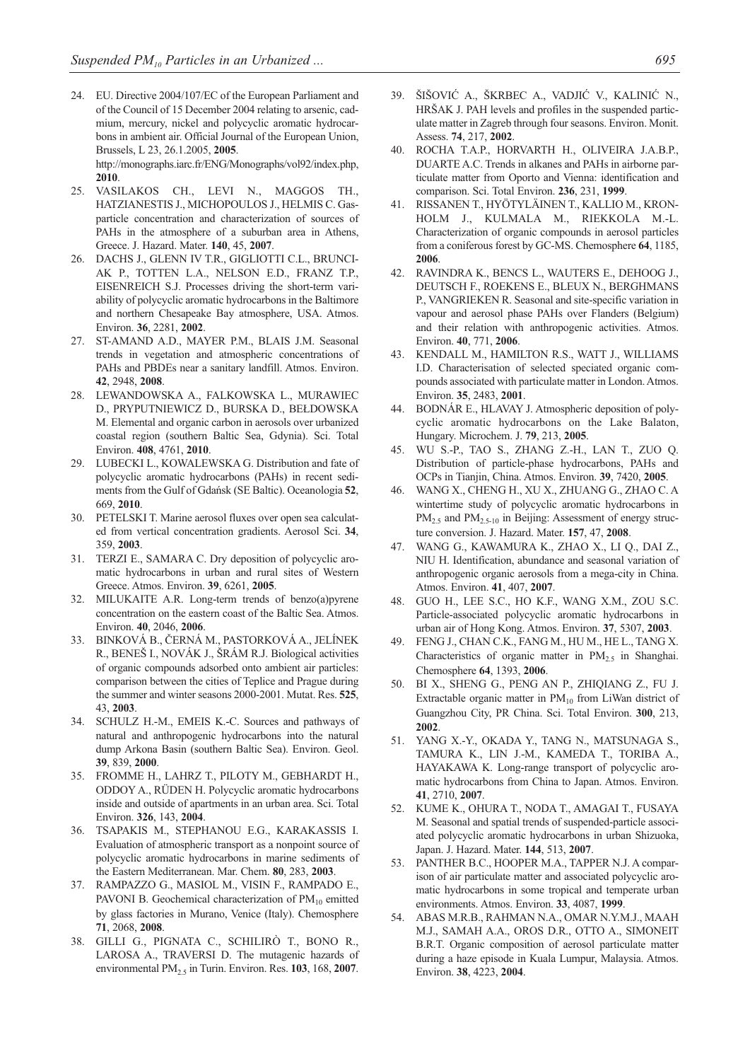24. EU. Directive 2004/107/EC of the European Parliament and of the Council of 15 December 2004 relating to arsenic, cadmium, mercury, nickel and polycyclic aromatic hydrocarbons in ambient air. Official Journal of the European Union, Brussels, L 23, 26.1.2005, **2005**. http://monographs.iarc.fr/ENG/Monographs/vol92/index.php, **2010**.
25. VASILAKOS CH., LEVI N., MAGGOS TH., HATZIANESTIS J., MICHOPOULOS J., HELMIS C. Gas-particle concentration and characterization of sources of PAHs in the atmosphere of a suburban area in Athens, Greece. J. Hazard. Mater. **140**, 45, **2007**.
26. DACHS J., GLENN IV T.R., GIGLIOTTI C.L., BRUNCIAK P., TOTTEN L.A., NELSON E.D., FRANZ T.P., EISENREICH S.J. Processes driving the short-term variability of polycyclic aromatic hydrocarbons in the Baltimore and northern Chesapeake Bay atmosphere, USA. Atmos. Environ. **36**, 2281, **2002**.
27. ST-AMAND A.D., MAYER P.M., BLAIS J.M. Seasonal trends in vegetation and atmospheric concentrations of PAHs and PBDEs near a sanitary landfill. Atmos. Environ. **42**, 2948, **2008**.
28. LEWANDOWSKA A., FALKOWSKA L., MURAWIEC D., PRYPUTNIEWICZ D., BURSKA D., BEŁDOWSKA M. Elemental and organic carbon in aerosols over urbanized coastal region (southern Baltic Sea, Gdynia). Sci. Total Environ. **408**, 4761, **2010**.
29. LUBECKI L., KOWALEWSKA G. Distribution and fate of polycyclic aromatic hydrocarbons (PAHs) in recent sediments from the Gulf of Gdańsk (SE Baltic). Oceanologia **52**, 669, **2010**.
30. PETELSKI T. Marine aerosol fluxes over open sea calculated from vertical concentration gradients. Aerosol Sci. **34**, 359, **2003**.
31. TERZI E., SAMARA C. Dry deposition of polycyclic aromatic hydrocarbons in urban and rural sites of Western Greece. Atmos. Environ. **39**, 6261, **2005**.
32. MILUKAITE A.R. Long-term trends of benzo(a)pyrene concentration on the eastern coast of the Baltic Sea. Atmos. Environ. **40**, 2046, **2006**.
33. BINKOVÁ B., ČERNÁ M., PASTORKOVÁ A., JELÍNEK R., BENEŠ I., NOVÁK J., ŠRÁM R.J. Biological activities of organic compounds adsorbed onto ambient air particles: comparison between the cities of Teplice and Prague during the summer and winter seasons 2000-2001. Mutat. Res. **525**, 43, **2003**.
34. SCHULZ H.-M., EMEIS K.-C. Sources and pathways of natural and anthropogenic hydrocarbons into the natural dump Arkona Basin (southern Baltic Sea). Environ. Geol. **39**, 839, **2000**.
35. FROMME H., LAHRZ T., PILOTY M., GEBHARDT H., ODDOY A., RÜDEN H. Polycyclic aromatic hydrocarbons inside and outside of apartments in an urban area. Sci. Total Environ. **326**, 143, **2004**.
36. TSAPAKIS M., STEPHANOU E.G., KARAKASSIS I. Evaluation of atmospheric transport as a nonpoint source of polycyclic aromatic hydrocarbons in marine sediments of the Eastern Mediterranean. Mar. Chem. **80**, 283, **2003**.
37. RAMPAZZO G., MASIOL M., VISIN F., RAMPADO E., PAVONI B. Geochemical characterization of $PM_{10}$ emitted by glass factories in Murano, Venice (Italy). Chemosphere **71**, 2068, **2008**.
38. GILLI G., PIGNATA C., SCHILIRÒ T., BONO R., LAROSA A., TRAVERSI D. The mutagenic hazards of environmental $PM_{2.5}$ in Turin. Environ. Res. **103**, 168, **2007**.
39. ŠIŠOVIĆ A., ŠKRBEC A., VADJIĆ V., KALINIĆ N., HRŠAK J. PAH levels and profiles in the suspended particulate matter in Zagreb through four seasons. Environ. Monit. Assess. **74**, 217, **2002**.
40. ROCHA T.A.P., HORVARTH H., OLIVEIRA J.A.B.P., DUARTE A.C. Trends in alkanes and PAHs in airborne particulate matter from Oporto and Vienna: identification and comparison. Sci. Total Environ. **236**, 231, **1999**.
41. RISSANEN T., HYÖTYLÄINEN T., KALLIO M., KRONHOLM J., KULMALA M., RIEKKOLA M.-L. Characterization of organic compounds in aerosol particles from a coniferous forest by GC-MS. Chemosphere **64**, 1185, **2006**.
42. RAVINDRA K., BENCS L., WAUTERS E., DEHOOG J., DEUTSCH F., ROEKENS E., BLEUX N., BERGHMANS P., VANGRIEKEN R. Seasonal and site-specific variation in vapour and aerosol phase PAHs over Flanders (Belgium) and their relation with anthropogenic activities. Atmos. Environ. **40**, 771, **2006**.
43. KENDALL M., HAMILTON R.S., WATT J., WILLIAMS I.D. Characterisation of selected speciated organic compounds associated with particulate matter in London. Atmos. Environ. **35**, 2483, **2001**.
44. BODNÁR E., HLAVAY J. Atmospheric deposition of polycyclic aromatic hydrocarbons on the Lake Balaton, Hungary. Microchem. J. **79**, 213, **2005**.
45. WU S.-P., TAO S., ZHANG Z.-H., LAN T., ZUO Q. Distribution of particle-phase hydrocarbons, PAHs and OCPs in Tianjin, China. Atmos. Environ. **39**, 7420, **2005**.
46. WANG X., CHENG H., XU X., ZHUANG G., ZHAO C. A wintertime study of polycyclic aromatic hydrocarbons in $PM_{2.5}$ and $PM_{2.5\text{-}10}$ in Beijing: Assessment of energy structure conversion. J. Hazard. Mater. **157**, 47, **2008**.
47. WANG G., KAWAMURA K., ZHAO X., LI Q., DAI Z., NIU H. Identification, abundance and seasonal variation of anthropogenic organic aerosols from a mega-city in China. Atmos. Environ. **41**, 407, **2007**.
48. GUO H., LEE S.C., HO K.F., WANG X.M., ZOU S.C. Particle-associated polycyclic aromatic hydrocarbons in urban air of Hong Kong. Atmos. Environ. **37**, 5307, **2003**.
49. FENG J., CHAN C.K., FANG M., HU M., HE L., TANG X. Characteristics of organic matter in $PM_{2.5}$ in Shanghai. Chemosphere **64**, 1393, **2006**.
50. BI X., SHENG G., PENG AN P., ZHIQIANG Z., FU J. Extractable organic matter in $PM_{10}$ from LiWan district of Guangzhou City, PR China. Sci. Total Environ. **300**, 213, **2002**.
51. YANG X.-Y., OKADA Y., TANG N., MATSUNAGA S., TAMURA K., LIN J.-M., KAMEDA T., TORIBA A., HAYAKAWA K. Long-range transport of polycyclic aromatic hydrocarbons from China to Japan. Atmos. Environ. **41**, 2710, **2007**.
52. KUME K., OHURA T., NODA T., AMAGAI T., FUSAYA M. Seasonal and spatial trends of suspended-particle associated polycyclic aromatic hydrocarbons in urban Shizuoka, Japan. J. Hazard. Mater. **144**, 513, **2007**.
53. PANTHER B.C., HOOPER M.A., TAPPER N.J. A comparison of air particulate matter and associated polycyclic aromatic hydrocarbons in some tropical and temperate urban environments. Atmos. Environ. **33**, 4087, **1999**.
54. ABAS M.R.B., RAHMAN N.A., OMAR N.Y.M.J., MAAH M.J., SAMAH A.A., OROS D.R., OTTO A., SIMONEIT B.R.T. Organic composition of aerosol particulate matter during a haze episode in Kuala Lumpur, Malaysia. Atmos. Environ. **38**, 4223, **2004**.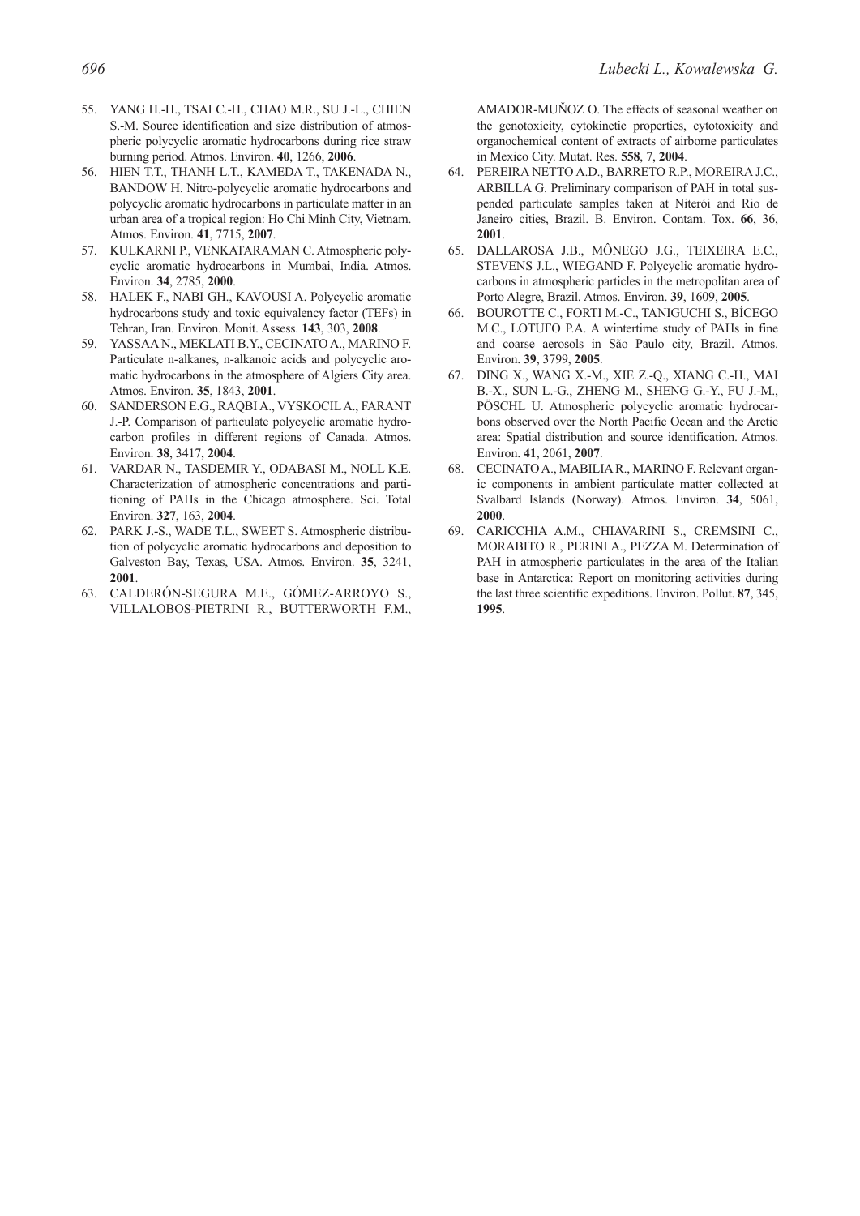55. YANG H.-H., TSAI C.-H., CHAO M.R., SU J.-L., CHIEN S.-M. Source identification and size distribution of atmospheric polycyclic aromatic hydrocarbons during rice straw burning period. Atmos. Environ. **40**, 1266, **2006**.
56. HIEN T.T., THANH L.T., KAMEDA T., TAKENADA N., BANDOW H. Nitro-polycyclic aromatic hydrocarbons and polycyclic aromatic hydrocarbons in particulate matter in an urban area of a tropical region: Ho Chi Minh City, Vietnam. Atmos. Environ. **41**, 7715, **2007**.
57. KULKARNI P., VENKATARAMAN C. Atmospheric polycyclic aromatic hydrocarbons in Mumbai, India. Atmos. Environ. **34**, 2785, **2000**.
58. HALEK F., NABI GH., KAVOUSI A. Polycyclic aromatic hydrocarbons study and toxic equivalency factor (TEFs) in Tehran, Iran. Environ. Monit. Assess. **143**, 303, **2008**.
59. YASSAA N., MEKLATI B.Y., CECINATO A., MARINO F. Particulate n-alkanes, n-alkanoic acids and polycyclic aromatic hydrocarbons in the atmosphere of Algiers City area. Atmos. Environ. **35**, 1843, **2001**.
60. SANDERSON E.G., RAQBI A., VYSKOCIL A., FARANT J.-P. Comparison of particulate polycyclic aromatic hydrocarbon profiles in different regions of Canada. Atmos. Environ. **38**, 3417, **2004**.
61. VARDAR N., TASDEMIR Y., ODABASI M., NOLL K.E. Characterization of atmospheric concentrations and partitioning of PAHs in the Chicago atmosphere. Sci. Total Environ. **327**, 163, **2004**.
62. PARK J.-S., WADE T.L., SWEET S. Atmospheric distribution of polycyclic aromatic hydrocarbons and deposition to Galveston Bay, Texas, USA. Atmos. Environ. **35**, 3241, **2001**.
63. CALDERÓN-SEGURA M.E., GÓMEZ-ARROYO S., VILLALOBOS-PIETRINI R., BUTTERWORTH F.M., AMADOR-MUÑOZ O. The effects of seasonal weather on the genotoxicity, cytokinetic properties, cytotoxicity and organochemical content of extracts of airborne particulates in Mexico City. Mutat. Res. **558**, 7, **2004**.
64. PEREIRA NETTO A.D., BARRETO R.P., MOREIRA J.C., ARBILLA G. Preliminary comparison of PAH in total suspended particulate samples taken at Niterói and Rio de Janeiro cities, Brazil. B. Environ. Contam. Tox. **66**, 36, **2001**.
65. DALLAROSA J.B., MÔNEGO J.G., TEIXEIRA E.C., STEVENS J.L., WIEGAND F. Polycyclic aromatic hydrocarbons in atmospheric particles in the metropolitan area of Porto Alegre, Brazil. Atmos. Environ. **39**, 1609, **2005**.
66. BOUROTTE C., FORTI M.-C., TANIGUCHI S., BÍCEGO M.C., LOTUFO P.A. A wintertime study of PAHs in fine and coarse aerosols in São Paulo city, Brazil. Atmos. Environ. **39**, 3799, **2005**.
67. DING X., WANG X.-M., XIE Z.-Q., XIANG C.-H., MAI B.-X., SUN L.-G., ZHENG M., SHENG G.-Y., FU J.-M., PÖSCHL U. Atmospheric polycyclic aromatic hydrocarbons observed over the North Pacific Ocean and the Arctic area: Spatial distribution and source identification. Atmos. Environ. **41**, 2061, **2007**.
68. CECINATO A., MABILIA R., MARINO F. Relevant organic components in ambient particulate matter collected at Svalbard Islands (Norway). Atmos. Environ. **34**, 5061, **2000**.
69. CARICCHIA A.M., CHIAVARINI S., CREMSINI C., MORABITO R., PERINI A., PEZZA M. Determination of PAH in atmospheric particulates in the area of the Italian base in Antarctica: Report on monitoring activities during the last three scientific expeditions. Environ. Pollut. **87**, 345, **1995**.